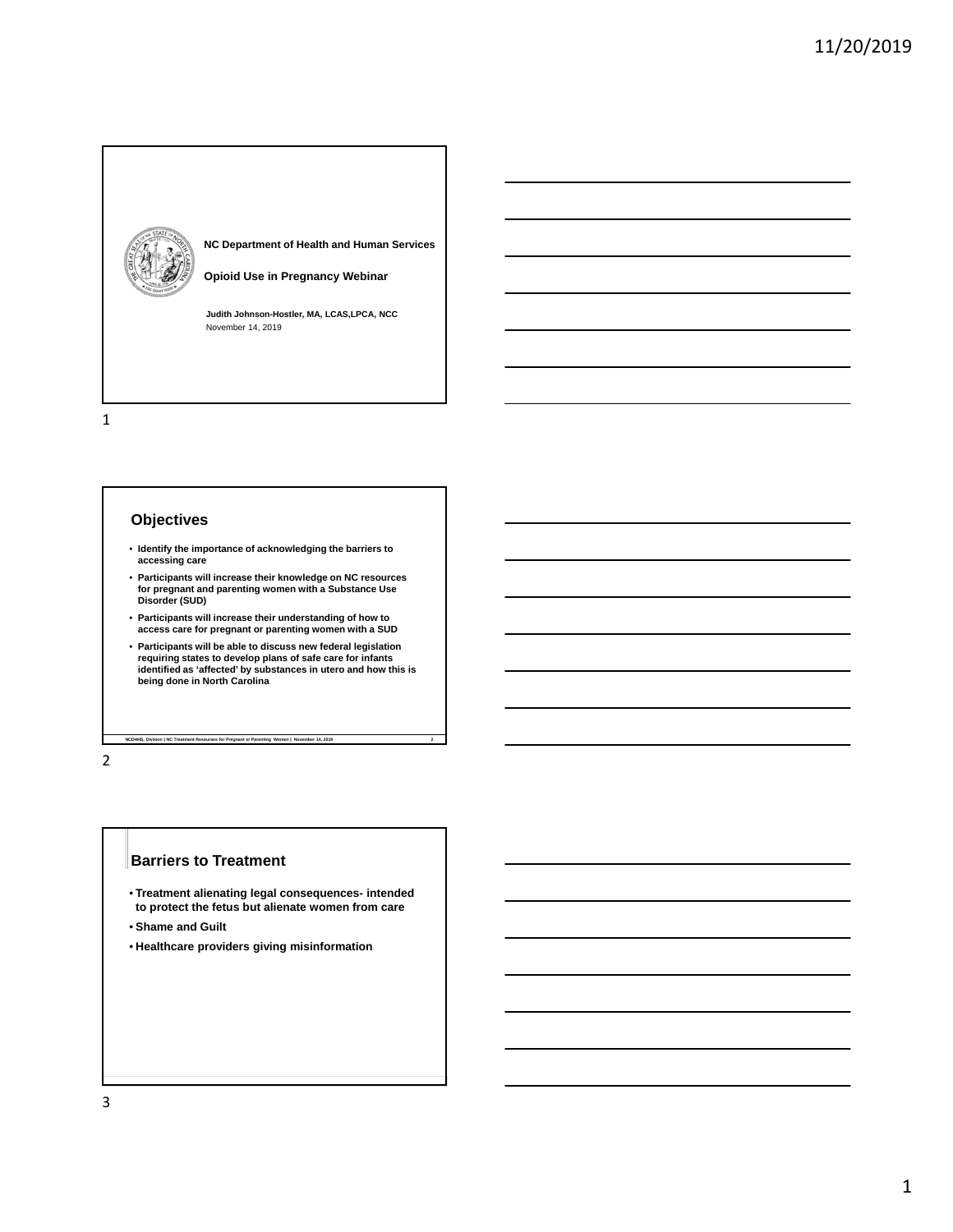NC Department of Health and Human Services

# Opioid Use in Pregnancy Webinar

Judith Johnson-Hostler, MA, LCAS,LPCA, NCC
November 14, 2019

## Objectives

- Identify the importance of acknowledging the barriers to accessing care
- Participants will increase their knowledge on NC resources for pregnant and parenting women with a Substance Use Disorder (SUD)
- Participants will increase their understanding of how to access care for pregnant or parenting women with a SUD
- Participants will be able to discuss new federal legislation requiring states to develop plans of safe care for infants identified as 'affected' by substances in utero and how this is being done in North Carolina

## Barriers to Treatment

- Treatment alienating legal consequences- intended to protect the fetus but alienate women from care
- Shame and Guilt
- Healthcare providers giving misinformation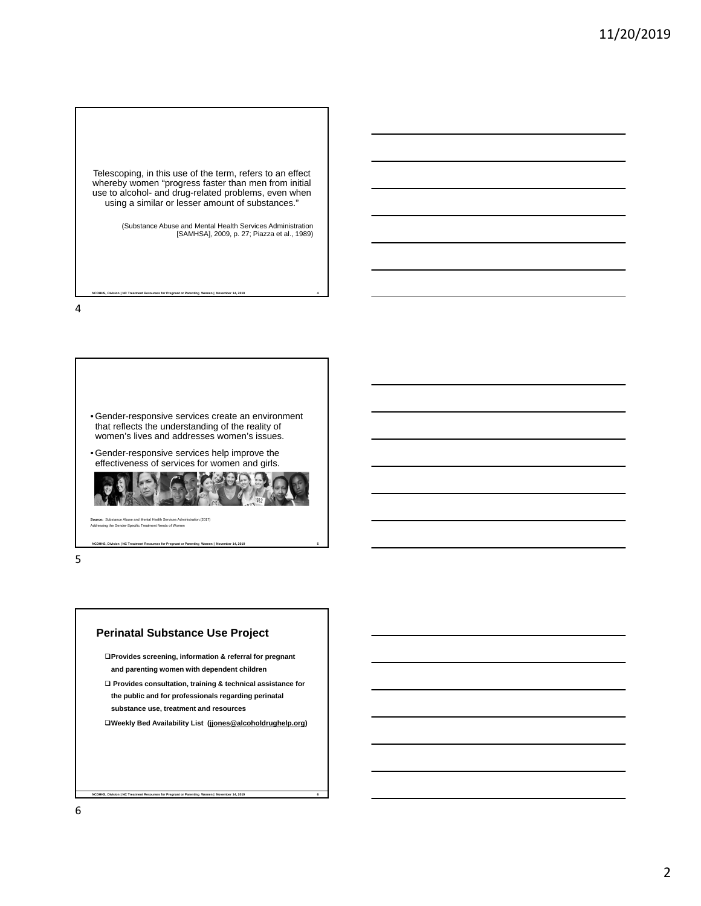Telescoping, in this use of the term, refers to an effect whereby women "progress faster than men from initial use to alcohol- and drug-related problems, even when using a similar or lesser amount of substances."

(Substance Abuse and Mental Health Services Administration [SAMHSA], 2009, p. 27; Piazza et al., 1989)

- Gender-responsive services create an environment that reflects the understanding of the reality of women's lives and addresses women's issues.
- Gender-responsive services help improve the effectiveness of services for women and girls.

**Source:** Substance Abuse and Mental Health Services Administration.(2017) Addressing the Gender-Specific Treatment Needs of Women

## Perinatal Substance Use Project

- **Provides screening, information & referral for pregnant and parenting women with dependent children**
- **Provides consultation, training & technical assistance for the public and for professionals regarding perinatal substance use, treatment and resources**
- **Weekly Bed Availability List (jjones@alcoholdrughelp.org)**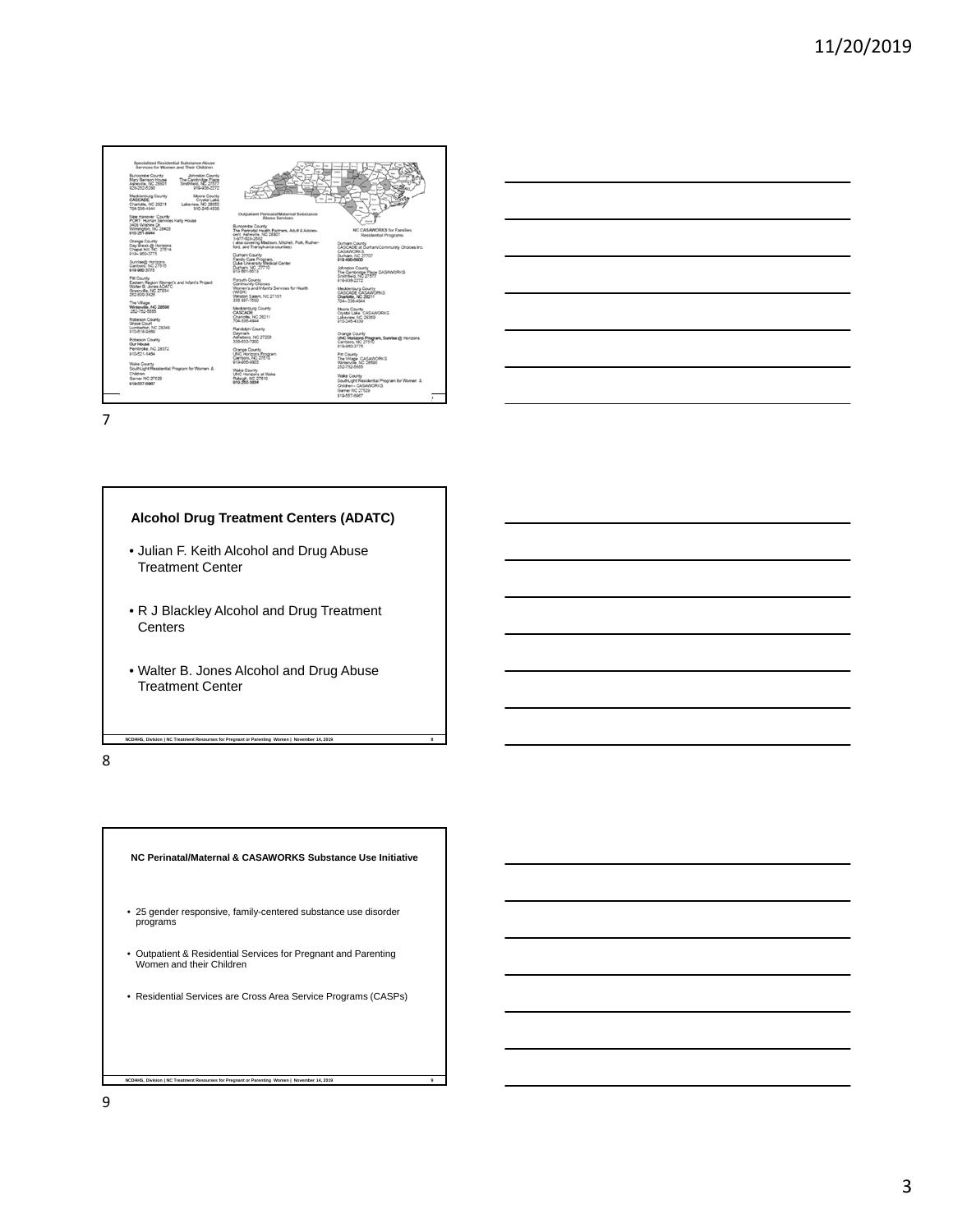**Specialized Residential Substance Abuse Services for Women and Their Children**

Buncombe County
Mary Benson House
Asheville, NC 28801
828-252-6280

Johnston County
The Cambridge Place
Smithfield, NC 27577
919-938-2272

Mecklenburg County
CASCADE
Charlotte, NC 28211
704-336-4944

Moore County
Crystal Lake
Lakeview, NC 28350
910-245-4339

New Hanover County
PORT Human Services Kelly House
3406 Wrightsville Dr
Wilmington, NC 28403
910-251-8944

Orange County
Day Break @ Horizons
Chapel Hill, NC 27514
919-966-3775

Sunrise@ Horizons
Carrboro, NC 27515
919 960 3775

Pitt County
Eastern Region Women's and Infant's Project
Walter B. Jones ADATC
Greenville, NC 27834
252-830-3426

The Village
Winterville, NC 28590
252-752-5555

Robeson County
Grace Court
Lumberton, NC 28348
910-618-0859

Robeson County
Our House
Pembroke, NC 28372
910-521-1484

Wake County
SouthLight Residential Program for Women & Children
Garner NC 27529
919-557-6967

**Outpatient Perinatal/Maternal Substance Abuse Services**

Buncombe County
The Perinatal Health Partners, Adult & Adolescent, Asheville, NC 28801
1-877-823-2682
(also covering Madison, Mitchell, Polk, Rutherford, and Transylvania counties)

Durham County
Family Care Program,
Duke University Medical Center
Durham, NC 27710
919-681-6613

Forsyth County
Community Choices
Women's and Infant's Services for Health (WISH)
Winston Salem, NC 27101
336 397-7000

Mecklenburg County
CASCADE
Charlotte, NC 28211
704-336-4944

Randolph County
Daymark
Asheboro, NC 27203
336-633-7000

Orange County
UNC Horizons Program
Carrboro, NC 27510
919-966-9803

Wake County
UNC Horizons at Wake
Raleigh, NC 27610
919-250-3934

**NC CASAWORKS for Families Residential Programs**

Durham County
CASCADE at Durham/Community Choices Inc.
CASAWORKS
Durham, NC 27707
919-490-5600

Johnston County
The Cambridge Place CASAWORKS
Smithfield, NC 27577
919-938-2272

Mecklenburg County
CASCADE CASAWORKS
Charlotte, NC 28211
704- 336-4944

Moore County
Crystal Lake CASAWORKS
Lakeview, NC 28350
910-245-4339

Orange County
UNC Horizons Program, Sunrise @ Horizons
Carrboro, NC 27510
919-960-3775

Pitt County
The Village CASAWORKS
Winterville, NC 28590
252-752-5555

Wake County
SouthLight Residential Program for Women & Children-- CASAWORKS
Garner NC 27529
919-557-6967

## Alcohol Drug Treatment Centers (ADATC)

- Julian F. Keith Alcohol and Drug Abuse Treatment Center
- R J Blackley Alcohol and Drug Treatment Centers
- Walter B. Jones Alcohol and Drug Abuse Treatment Center

## NC Perinatal/Maternal & CASAWORKS Substance Use Initiative

- 25 gender responsive, family-centered substance use disorder programs
- Outpatient & Residential Services for Pregnant and Parenting Women and their Children
- Residential Services are Cross Area Service Programs (CASPs)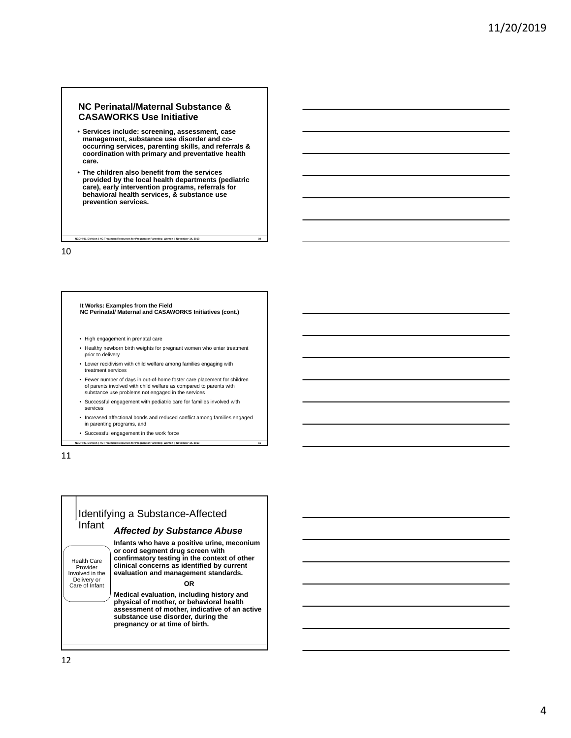## NC Perinatal/Maternal Substance & CASAWORKS Use Initiative

- **Services include: screening, assessment, case management, substance use disorder and co-occurring services, parenting skills, and referrals & coordination with primary and preventative health care.**
- **The children also benefit from the services provided by the local health departments (pediatric care), early intervention programs, referrals for behavioral health services, & substance use prevention services.**

NCDHHS, Division | NC Treatment Resources for Pregnant or Parenting Women | November 14, 2019

### It Works: Examples from the Field
### NC Perinatal/ Maternal and CASAWORKS Initiatives (cont.)

- High engagement in prenatal care
- Healthy newborn birth weights for pregnant women who enter treatment prior to delivery
- Lower recidivism with child welfare among families engaging with treatment services
- Fewer number of days in out-of-home foster care placement for children of parents involved with child welfare as compared to parents with substance use problems not engaged in the services
- Successful engagement with pediatric care for families involved with services
- Increased affectional bonds and reduced conflict among families engaged in parenting programs, and
- Successful engagement in the work force

NCDHHS, Division | NC Treatment Resources for Pregnant or Parenting Women | November 14, 2019

## Identifying a Substance-Affected Infant

Health Care Provider Involved in the Delivery or Care of Infant

### *Affected by Substance Abuse*

**Infants who have a positive urine, meconium or cord segment drug screen with confirmatory testing in the context of other clinical concerns as identified by current evaluation and management standards.**

**OR**

**Medical evaluation, including history and physical of mother, or behavioral health assessment of mother, indicative of an active substance use disorder, during the pregnancy or at time of birth.**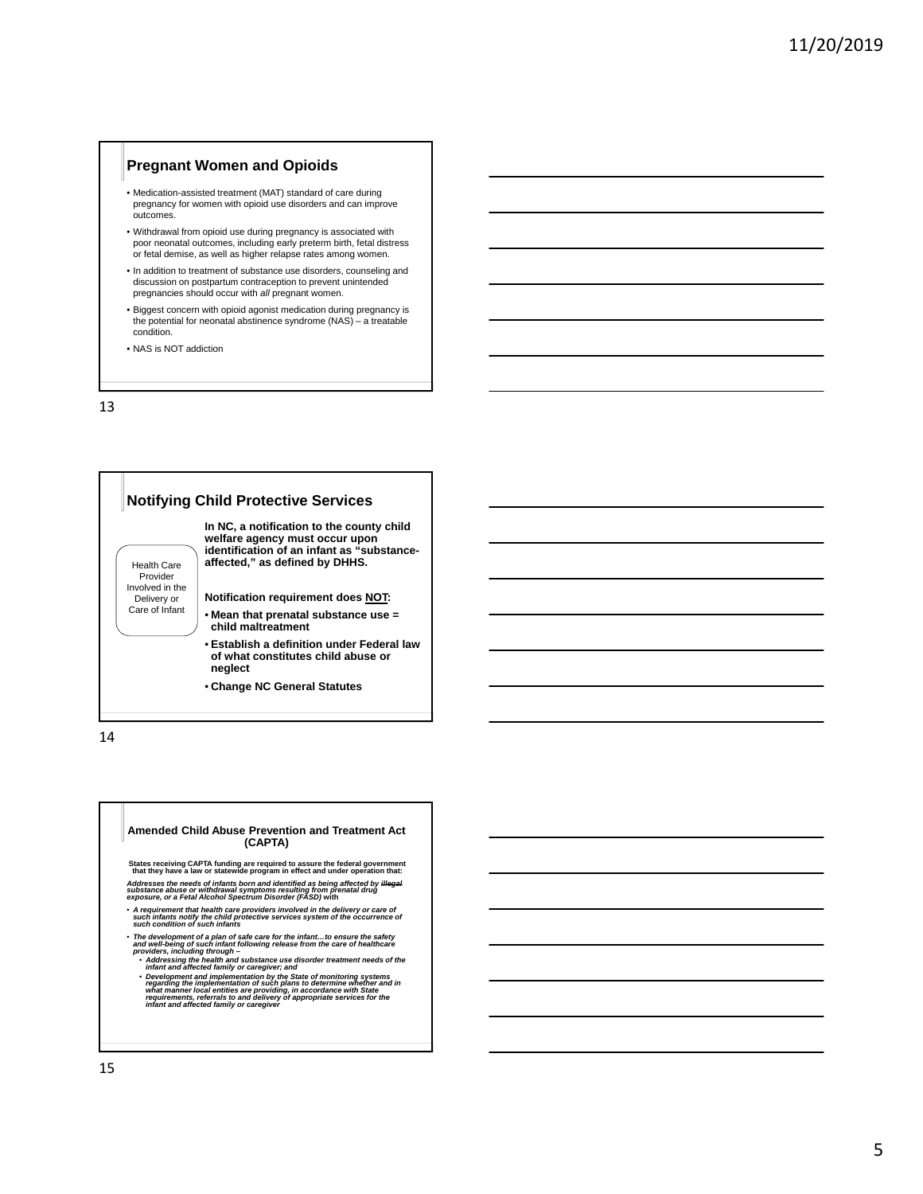## Pregnant Women and Opioids

- Medication-assisted treatment (MAT) standard of care during pregnancy for women with opioid use disorders and can improve outcomes.
- Withdrawal from opioid use during pregnancy is associated with poor neonatal outcomes, including early preterm birth, fetal distress or fetal demise, as well as higher relapse rates among women.
- In addition to treatment of substance use disorders, counseling and discussion on postpartum contraception to prevent unintended pregnancies should occur with *all* pregnant women.
- Biggest concern with opioid agonist medication during pregnancy is the potential for neonatal abstinence syndrome (NAS) – a treatable condition.
- NAS is NOT addiction

## Notifying Child Protective Services

Health Care Provider Involved in the Delivery or Care of Infant

**In NC, a notification to the county child welfare agency must occur upon identification of an infant as "substance-affected," as defined by DHHS.**

**Notification requirement does NOT:**

- **Mean that prenatal substance use = child maltreatment**
- **Establish a definition under Federal law of what constitutes child abuse or neglect**
- **Change NC General Statutes**

## Amended Child Abuse Prevention and Treatment Act (CAPTA)

**States receiving CAPTA funding are required to assure the federal government that they have a law or statewide program in effect and under operation that:**

***Addresses the needs of infants born and identified as being affected by ~~illegal~~ substance abuse or withdrawal symptoms resulting from prenatal drug exposure, or a Fetal Alcohol Spectrum Disorder (FASD) with***

- ***A requirement that health care providers involved in the delivery or care of such infants notify the child protective services system of the occurrence of such condition of such infants***
- ***The development of a plan of safe care for the infant…to ensure the safety and well-being of such infant following release from the care of healthcare providers, including through –***
  - ***Addressing the health and substance use disorder treatment needs of the infant and affected family or caregiver; and***
  - ***Development and implementation by the State of monitoring systems regarding the implementation of such plans to determine whether and in what manner local entities are providing, in accordance with State requirements, referrals to and delivery of appropriate services for the infant and affected family or caregiver***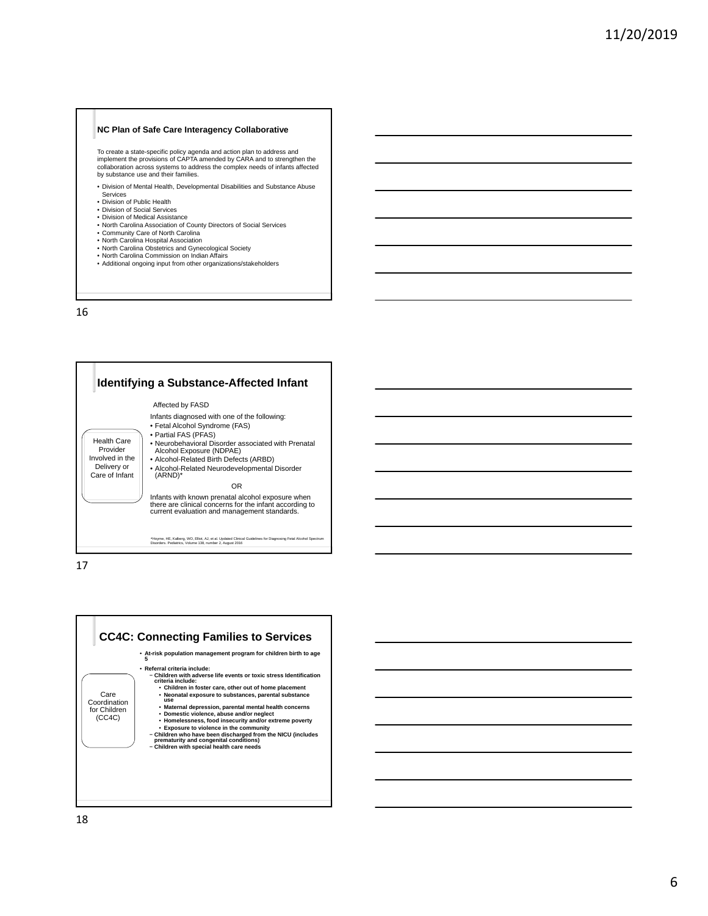## NC Plan of Safe Care Interagency Collaborative

To create a state-specific policy agenda and action plan to address and implement the provisions of CAPTA amended by CARA and to strengthen the collaboration across systems to address the complex needs of infants affected by substance use and their families.

- Division of Mental Health, Developmental Disabilities and Substance Abuse Services
- Division of Public Health
- Division of Social Services
- Division of Medical Assistance
- North Carolina Association of County Directors of Social Services
- Community Care of North Carolina
- North Carolina Hospital Association
- North Carolina Obstetrics and Gynecological Society
- North Carolina Commission on Indian Affairs
- Additional ongoing input from other organizations/stakeholders

16

## Identifying a Substance-Affected Infant

Health Care Provider Involved in the Delivery or Care of Infant

Affected by FASD

Infants diagnosed with one of the following:

- Fetal Alcohol Syndrome (FAS)
- Partial FAS (PFAS)
- Neurobehavioral Disorder associated with Prenatal Alcohol Exposure (NDPAE)
- Alcohol-Related Birth Defects (ARBD)
- Alcohol-Related Neurodevelopmental Disorder (ARND)*

OR

Infants with known prenatal alcohol exposure when there are clinical concerns for the infant according to current evaluation and management standards.

*Hoyme, HE, Kalberg, WO, Elliot, AJ, et al. Updated Clinical Guidelines for Diagnosing Fetal Alcohol Spectrum Disorders. Pediatrics, Volume 138, number 2, August 2016

17

## CC4C: Connecting Families to Services

Care Coordination for Children (CC4C)

- **At-risk population management program for children birth to age 5**
- **Referral criteria include:**
  - **Children with adverse life events or toxic stress Identification criteria include:**
    - **Children in foster care, other out of home placement**
    - **Neonatal exposure to substances, parental substance use**
    - **Maternal depression, parental mental health concerns**
    - **Domestic violence, abuse and/or neglect**
    - **Homelessness, food insecurity and/or extreme poverty**
    - **Exposure to violence in the community**
  - **Children who have been discharged from the NICU (includes prematurity and congenital conditions)**
  - **Children with special health care needs**

18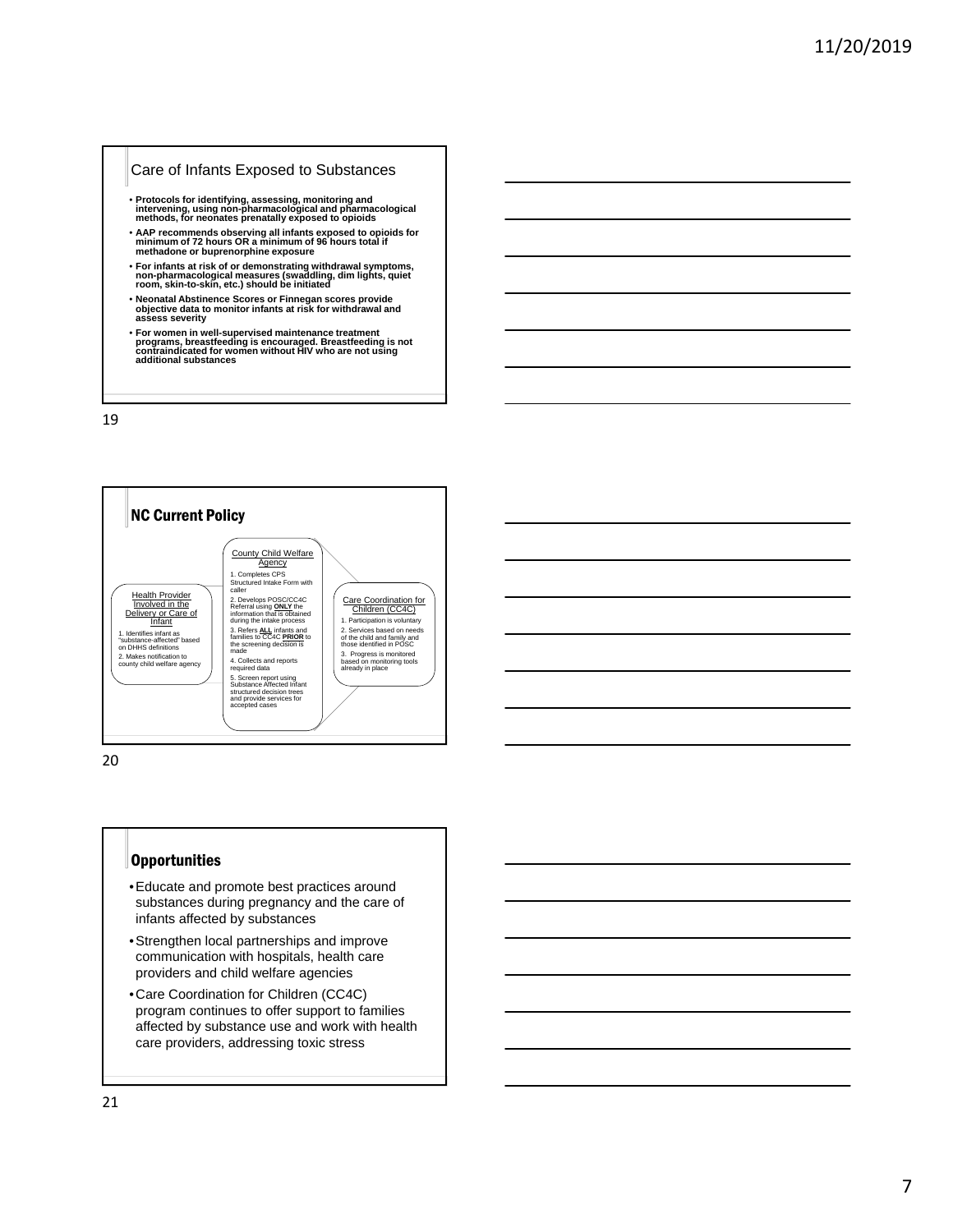## Care of Infants Exposed to Substances

- **Protocols for identifying, assessing, monitoring and intervening, using non-pharmacological and pharmacological methods, for neonates prenatally exposed to opioids**
- **AAP recommends observing all infants exposed to opioids for minimum of 72 hours OR a minimum of 96 hours total if methadone or buprenorphine exposure**
- **For infants at risk of or demonstrating withdrawal symptoms, non-pharmacological measures (swaddling, dim lights, quiet room, skin-to-skin, etc.) should be initiated**
- **Neonatal Abstinence Scores or Finnegan scores provide objective data to monitor infants at risk for withdrawal and assess severity**
- **For women in well-supervised maintenance treatment programs, breastfeeding is encouraged. Breastfeeding is not contraindicated for women without HIV who are not using additional substances**

## NC Current Policy

**Health Provider Involved in the Delivery or Care of Infant**

1. Identifies infant as "substance-affected" based on DHHS definitions
2. Makes notification to county child welfare agency

**County Child Welfare Agency**

1. Completes CPS Structured Intake Form with caller
2. Develops POSC/CC4C Referral using **ONLY** the information that is obtained during the intake process
3. Refers **ALL** infants and families to CC4C **PRIOR** to the screening decision is made
4. Collects and reports required data
5. Screen report using Substance Affected Infant structured decision trees and provide services for accepted cases

**Care Coordination for Children (CC4C)**

1. Participation is voluntary
2. Services based on needs of the child and family and those identified in POSC
3. Progress is monitored based on monitoring tools already in place

## Opportunities

- Educate and promote best practices around substances during pregnancy and the care of infants affected by substances
- Strengthen local partnerships and improve communication with hospitals, health care providers and child welfare agencies
- Care Coordination for Children (CC4C) program continues to offer support to families affected by substance use and work with health care providers, addressing toxic stress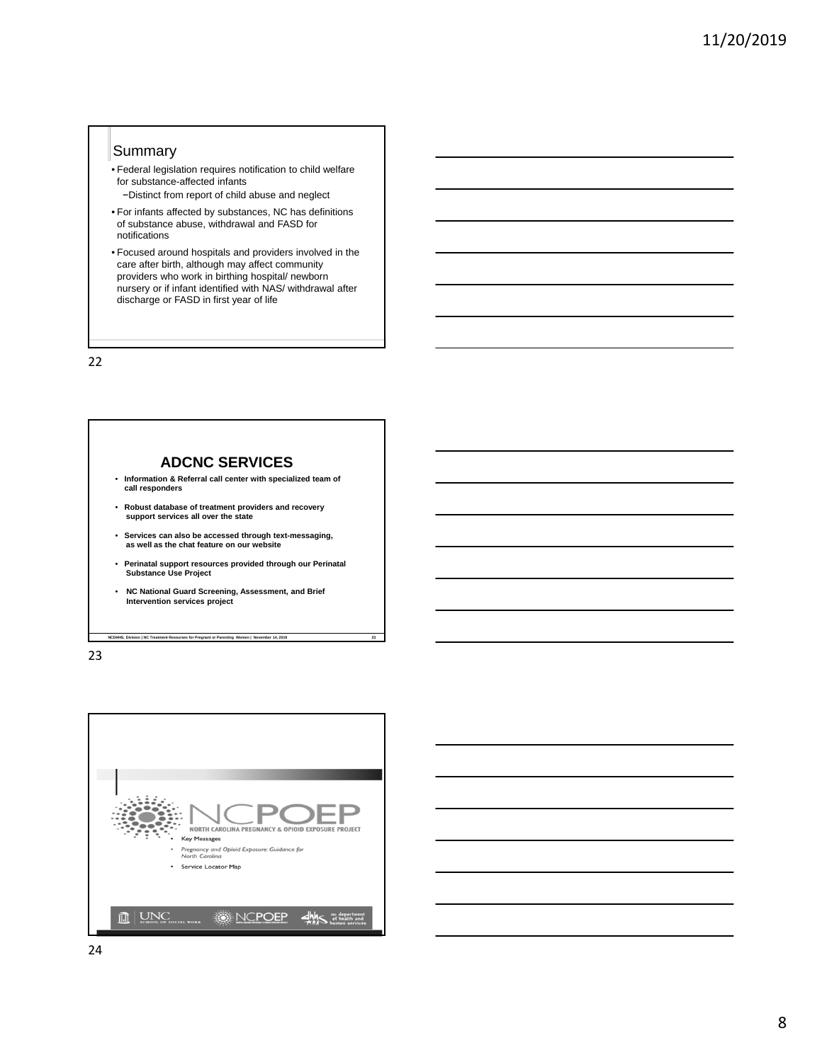## Summary

- Federal legislation requires notification to child welfare for substance-affected infants
  - Distinct from report of child abuse and neglect
- For infants affected by substances, NC has definitions of substance abuse, withdrawal and FASD for notifications
- Focused around hospitals and providers involved in the care after birth, although may affect community providers who work in birthing hospital/ newborn nursery or if infant identified with NAS/ withdrawal after discharge or FASD in first year of life

22

## ADCNC SERVICES

- **Information & Referral call center with specialized team of call responders**
- **Robust database of treatment providers and recovery support services all over the state**
- **Services can also be accessed through text-messaging, as well as the chat feature on our website**
- **Perinatal support resources provided through our Perinatal Substance Use Project**
- **NC National Guard Screening, Assessment, and Brief Intervention services project**

NCDHHS, Division | NC Treatment Resources for Pregnant or Parenting Women | November 14, 2019 23

23

## NCPOEP

NORTH CAROLINA PREGNANCY & OPIOID EXPOSURE PROJECT

- Key Messages
- *Pregnancy and Opioid Exposure: Guidance for North Carolina*
- Service Locator Map

UNC SCHOOL OF SOCIAL WORK | NCPOEP | nc department of health and human services

24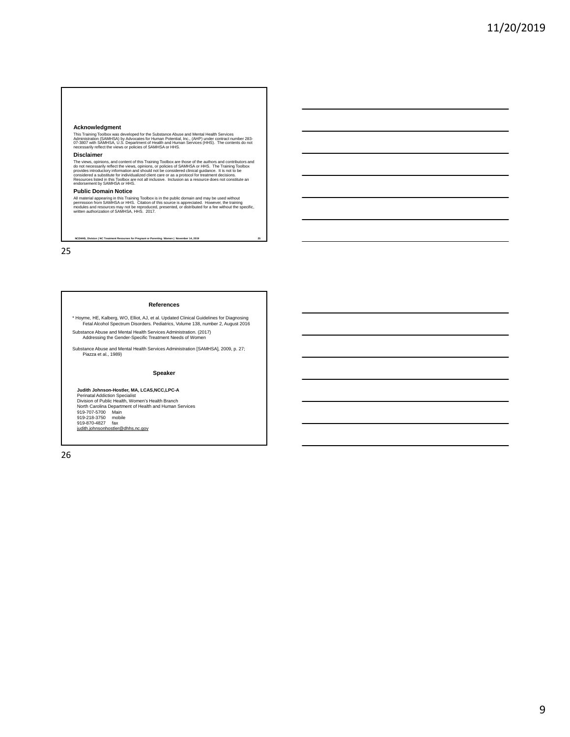## Acknowledgment

This Training Toolbox was developed for the Substance Abuse and Mental Health Services Administration (SAMHSA) by Advocates for Human Potential, Inc., (AHP) under contract number 283-07-3807 with SAMHSA, U.S. Department of Health and Human Services (HHS). The contents do not necessarily reflect the views or policies of SAMHSA or HHS.

## Disclaimer

The views, opinions, and content of this Training Toolbox are those of the authors and contributors and do not necessarily reflect the views, opinions, or policies of SAMHSA or HHS. The Training Toolbox provides introductory information and should not be considered clinical guidance. It is not to be considered a substitute for individualized client care or as a protocol for treatment decisions. Resources listed in this Toolbox are not all inclusive. Inclusion as a resource does not constitute an endorsement by SAMHSA or HHS.

## Public Domain Notice

All material appearing in this Training Toolbox is in the public domain and may be used without permission from SAMHSA or HHS. Citation of this source is appreciated. However, the training modules and resources may not be reproduced, presented, or distributed for a fee without the specific, written authorization of SAMHSA, HHS. 2017.

NCDHHS, Division | NC Treatment Resources for Pregnant or Parenting Women | November 14, 2019

## References

* Hoyme, HE, Kalberg, WO, Elliot, AJ, et al. Updated Clinical Guidelines for Diagnosing Fetal Alcohol Spectrum Disorders. Pediatrics, Volume 138, number 2, August 2016

Substance Abuse and Mental Health Services Administration. (2017) Addressing the Gender-Specific Treatment Needs of Women

Substance Abuse and Mental Health Services Administration [SAMHSA], 2009, p. 27; Piazza et al., 1989)

## Speaker

**Judith Johnson-Hostler, MA, LCAS,NCC,LPC-A**
Perinatal Addiction Specialist
Division of Public Health, Women's Health Branch
North Carolina Department of Health and Human Services
919-707-5700 Main
919-218-3750 mobile
919-870-4827 fax
judith.johnsonhostler@dhhs.nc.gov